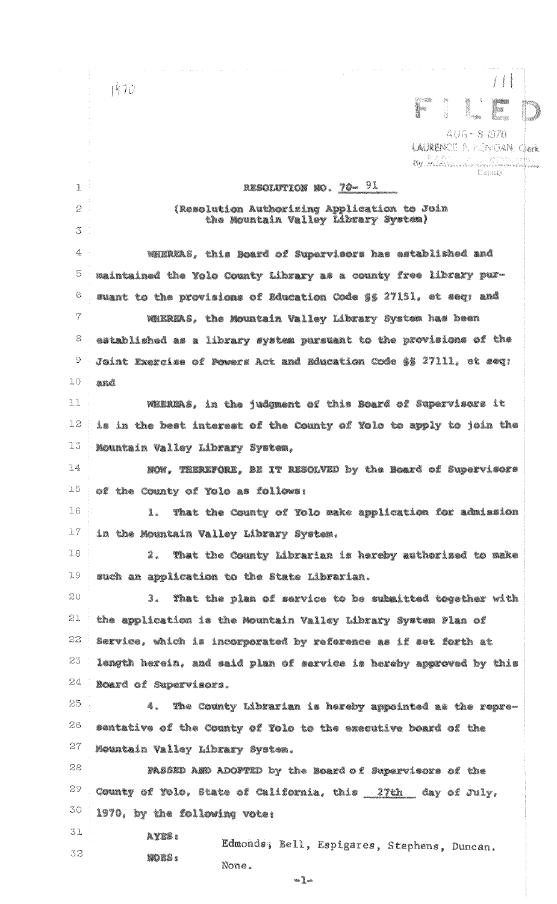1970

111

FILED

AUG - 3 1970

LAURENCE P. KENIGAN, Clerk

By ___________ Deputy

RESOLUTION NO. 70- 91

(Resolution Authorizing Application to Join the Mountain Valley Library System)

WHEREAS, this Board of Supervisors has established and maintained the Yolo County Library as a county free library pursuant to the provisions of Education Code §§ 27151, et seq; and

WHEREAS, the Mountain Valley Library System has been established as a library system pursuant to the provisions of the Joint Exercise of Powers Act and Education Code §§ 27111, et seq; and

WHEREAS, in the judgment of this Board of Supervisors it is in the best interest of the County of Yolo to apply to join the Mountain Valley Library System,

NOW, THEREFORE, BE IT RESOLVED by the Board of Supervisors of the County of Yolo as follows:

1. That the County of Yolo make application for admission in the Mountain Valley Library System.

2. That the County Librarian is hereby authorized to make such an application to the State Librarian.

3. That the plan of service to be submitted together with the application is the Mountain Valley Library System Plan of Service, which is incorporated by reference as if set forth at length herein, and said plan of service is hereby approved by this Board of Supervisors.

4. The County Librarian is hereby appointed as the representative of the County of Yolo to the executive board of the Mountain Valley Library System.

PASSED AND ADOPTED by the Board of Supervisors of the County of Yolo, State of California, this 27th day of July, 1970, by the following vote:

AYES: Edmonds, Bell, Espigares, Stephens, Duncan.

NOES: None.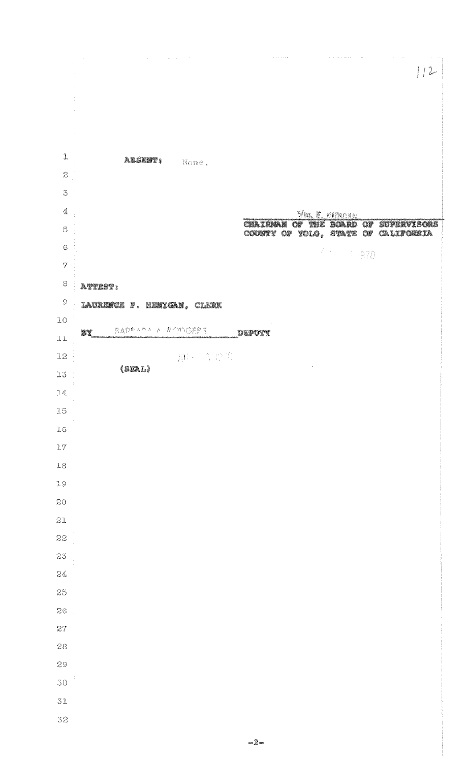**ABSENT:** None.

Wm. E. Duncan
**CHAIRMAN OF THE BOARD OF SUPERVISORS**
**COUNTY OF YOLO, STATE OF CALIFORNIA**

**ATTEST:**
**LAURENCE P. HENIGAN, CLERK**

**BY** BARBARA A. RODGERS **DEPUTY**

**(SEAL)**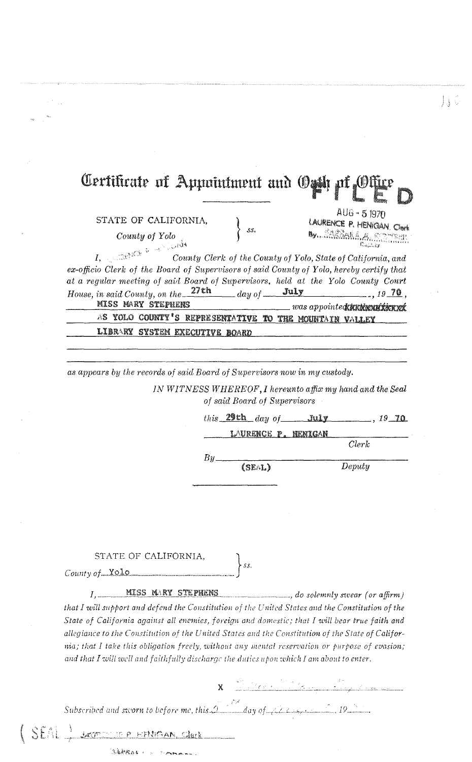# Certificate of Appointment and Oath of Office

**FILED**
AUG - 5 1970
LAURENCE P. HENIGAN, Clerk
By ..............................

STATE OF CALIFORNIA,
County of Yolo
} ss.

*I,* ........ *County Clerk of the County of Yolo, State of California, and ex-officio Clerk of the Board of Supervisors of said County of Yolo, hereby certify that at a regular meeting of said Board of Supervisors, held at the Yolo County Court House, in said County, on the* 27th *day of* July, 19 70,
MISS MARY STEPHENS *was appointed* ~~xxxxxxxxxx~~
AS YOLO COUNTY'S REPRESENTATIVE TO THE MOUNTAIN VALLEY LIBRARY SYSTEM EXECUTIVE BOARD

*as appears by the records of said Board of Supervisors now in my custody.*

*IN WITNESS WHEREOF, I hereunto affix my hand and the Seal of said Board of Supervisors*

*this* 29th *day of* July, 19 70

LAURENCE P. HENIGAN
Clerk

By ______________________
(SEAL) Deputy

---

STATE OF CALIFORNIA,
County of Yolo
} ss.

*I,* MISS MARY STEPHENS, *do solemnly swear (or affirm) that I will support and defend the Constitution of the United States and the Constitution of the State of California against all enemies, foreign and domestic; that I will bear true faith and allegiance to the Constitution of the United States and the Constitution of the State of California; that I take this obligation freely, without any mental reservation or purpose of evasion; and that I will well and faithfully discharge the duties upon which I am about to enter.*

X ______________________

*Subscribed and sworn to before me, this* ....... *day of* ....... *19* .......

(SEAL) LAURENCE P. HENIGAN, Clerk